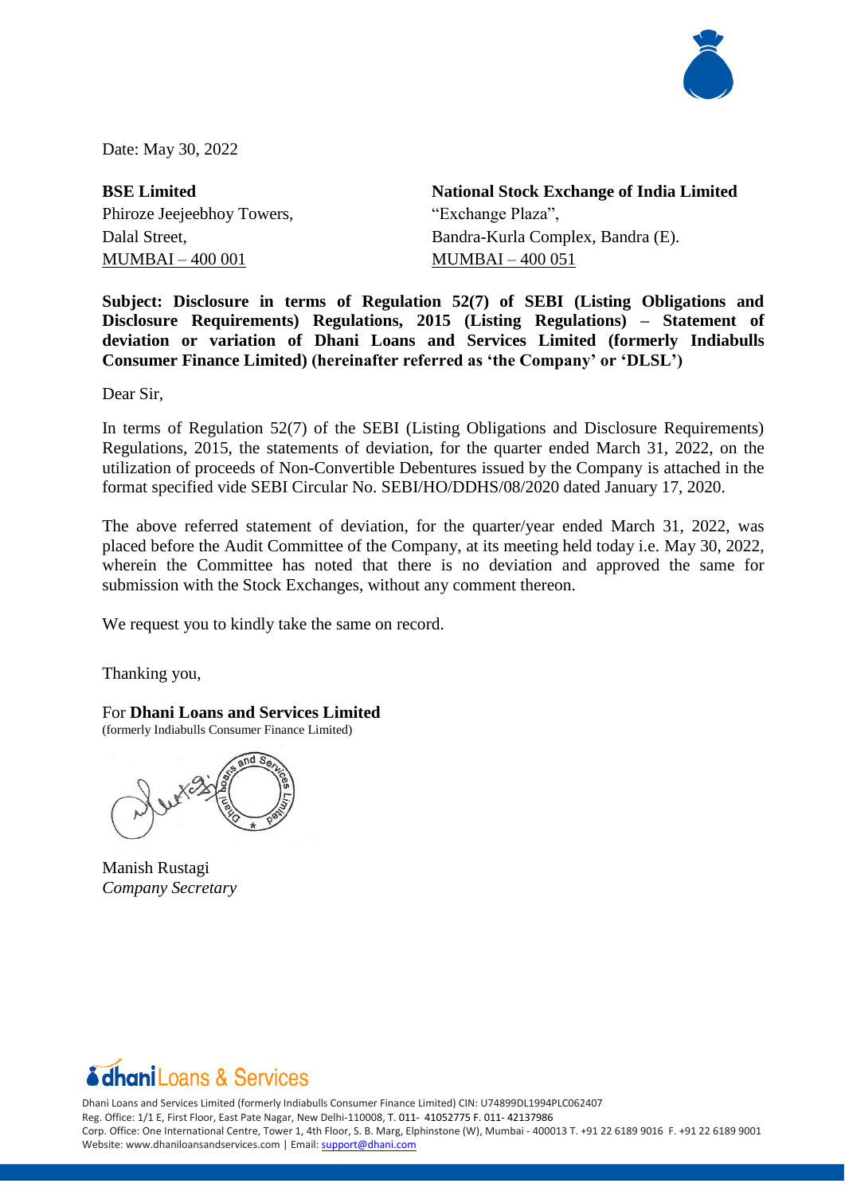Date: May 30, 2022

| **BSE Limited** | **National Stock Exchange of India Limited** |
|---|---|
| Phiroze Jeejeebhoy Towers, | "Exchange Plaza", |
| Dalal Street, | Bandra-Kurla Complex, Bandra (E). |
| MUMBAI – 400 001 | MUMBAI – 400 051 |

**Subject: Disclosure in terms of Regulation 52(7) of SEBI (Listing Obligations and Disclosure Requirements) Regulations, 2015 (Listing Regulations) – Statement of deviation or variation of Dhani Loans and Services Limited (formerly Indiabulls Consumer Finance Limited) (hereinafter referred as 'the Company' or 'DLSL')**

Dear Sir,

In terms of Regulation 52(7) of the SEBI (Listing Obligations and Disclosure Requirements) Regulations, 2015, the statements of deviation, for the quarter ended March 31, 2022, on the utilization of proceeds of Non-Convertible Debentures issued by the Company is attached in the format specified vide SEBI Circular No. SEBI/HO/DDHS/08/2020 dated January 17, 2020.

The above referred statement of deviation, for the quarter/year ended March 31, 2022, was placed before the Audit Committee of the Company, at its meeting held today i.e. May 30, 2022, wherein the Committee has noted that there is no deviation and approved the same for submission with the Stock Exchanges, without any comment thereon.

We request you to kindly take the same on record.

Thanking you,

For **Dhani Loans and Services Limited**
(formerly Indiabulls Consumer Finance Limited)

Manish Rustagi
*Company Secretary*

Dhani Loans and Services Limited (formerly Indiabulls Consumer Finance Limited) CIN: U74899DL1994PLC062407
Reg. Office: 1/1 E, First Floor, East Pate Nagar, New Delhi-110008, T. 011- 41052775 F. 011- 42137986
Corp. Office: One International Centre, Tower 1, 4th Floor, S. B. Marg, Elphinstone (W), Mumbai - 400013 T. +91 22 6189 9016 F. +91 22 6189 9001
Website: www.dhaniloansandservices.com | Email: support@dhani.com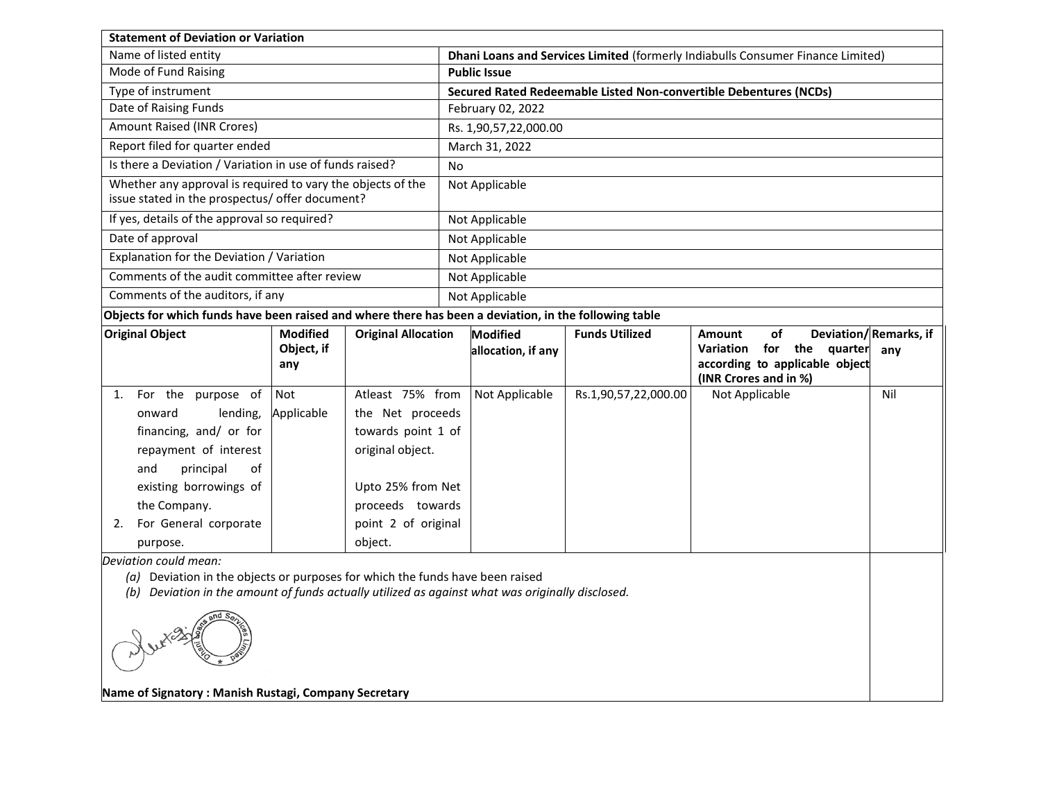| Statement of Deviation or Variation | |
|---|---|
| Name of listed entity | **Dhani Loans and Services Limited** (formerly Indiabulls Consumer Finance Limited) |
| Mode of Fund Raising | **Public Issue** |
| Type of instrument | **Secured Rated Redeemable Listed Non-convertible Debentures (NCDs)** |
| Date of Raising Funds | February 02, 2022 |
| Amount Raised (INR Crores) | Rs. 1,90,57,22,000.00 |
| Report filed for quarter ended | March 31, 2022 |
| Is there a Deviation / Variation in use of funds raised? | No |
| Whether any approval is required to vary the objects of the issue stated in the prospectus/ offer document? | Not Applicable |
| If yes, details of the approval so required? | Not Applicable |
| Date of approval | Not Applicable |
| Explanation for the Deviation / Variation | Not Applicable |
| Comments of the audit committee after review | Not Applicable |
| Comments of the auditors, if any | Not Applicable |

**Objects for which funds have been raised and where there has been a deviation, in the following table**

| Original Object | Modified Object, if any | Original Allocation | Modified allocation, if any | Funds Utilized | Amount of Deviation/ Variation for the quarter according to applicable object (INR Crores and in %) | Remarks, if any |
|---|---|---|---|---|---|---|
| 1. For the purpose of onward lending, financing, and/ or for repayment of interest and principal of existing borrowings of the Company.<br>2. For General corporate purpose. | Not Applicable | Atleast 75% from the Net proceeds towards point 1 of original object.<br><br>Upto 25% from Net proceeds towards point 2 of original object. | Not Applicable | Rs.1,90,57,22,000.00 | Not Applicable | Nil |

*Deviation could mean:*

(a) Deviation in the objects or purposes for which the funds have been raised

*(b) Deviation in the amount of funds actually utilized as against what was originally disclosed.*

**Name of Signatory : Manish Rustagi, Company Secretary**